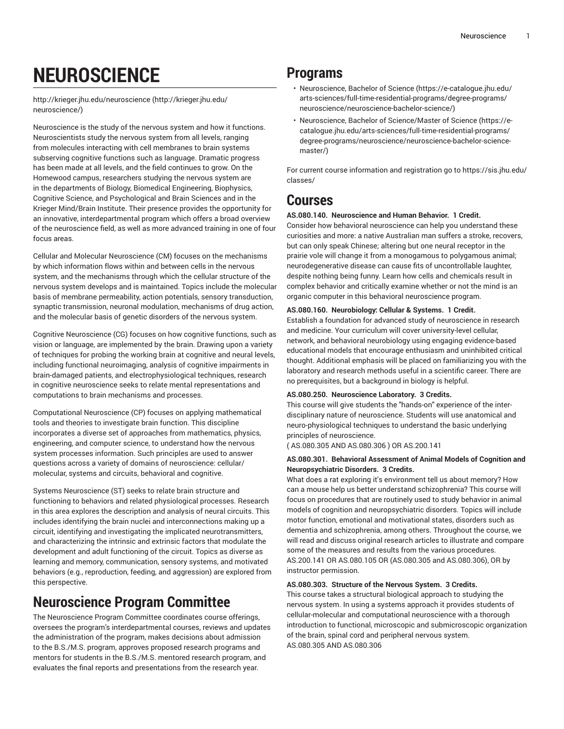# NEUROSCIENCE

http://krieger.jhu.edu/neuroscience (http://krieger.jhu.edu/neuroscience/)

Neuroscience is the study of the nervous system and how it functions. Neuroscientists study the nervous system from all levels, ranging from molecules interacting with cell membranes to brain systems subserving cognitive functions such as language. Dramatic progress has been made at all levels, and the field continues to grow. On the Homewood campus, researchers studying the nervous system are in the departments of Biology, Biomedical Engineering, Biophysics, Cognitive Science, and Psychological and Brain Sciences and in the Krieger Mind/Brain Institute. Their presence provides the opportunity for an innovative, interdepartmental program which offers a broad overview of the neuroscience field, as well as more advanced training in one of four focus areas.

Cellular and Molecular Neuroscience (CM) focuses on the mechanisms by which information flows within and between cells in the nervous system, and the mechanisms through which the cellular structure of the nervous system develops and is maintained. Topics include the molecular basis of membrane permeability, action potentials, sensory transduction, synaptic transmission, neuronal modulation, mechanisms of drug action, and the molecular basis of genetic disorders of the nervous system.

Cognitive Neuroscience (CG) focuses on how cognitive functions, such as vision or language, are implemented by the brain. Drawing upon a variety of techniques for probing the working brain at cognitive and neural levels, including functional neuroimaging, analysis of cognitive impairments in brain-damaged patients, and electrophysiological techniques, research in cognitive neuroscience seeks to relate mental representations and computations to brain mechanisms and processes.

Computational Neuroscience (CP) focuses on applying mathematical tools and theories to investigate brain function. This discipline incorporates a diverse set of approaches from mathematics, physics, engineering, and computer science, to understand how the nervous system processes information. Such principles are used to answer questions across a variety of domains of neuroscience: cellular/molecular, systems and circuits, behavioral and cognitive.

Systems Neuroscience (ST) seeks to relate brain structure and functioning to behaviors and related physiological processes. Research in this area explores the description and analysis of neural circuits. This includes identifying the brain nuclei and interconnections making up a circuit, identifying and investigating the implicated neurotransmitters, and characterizing the intrinsic and extrinsic factors that modulate the development and adult functioning of the circuit. Topics as diverse as learning and memory, communication, sensory systems, and motivated behaviors (e.g., reproduction, feeding, and aggression) are explored from this perspective.

## Neuroscience Program Committee

The Neuroscience Program Committee coordinates course offerings, oversees the program's interdepartmental courses, reviews and updates the administration of the program, makes decisions about admission to the B.S./M.S. program, approves proposed research programs and mentors for students in the B.S./M.S. mentored research program, and evaluates the final reports and presentations from the research year.

## Programs

- Neuroscience, Bachelor of Science (https://e-catalogue.jhu.edu/arts-sciences/full-time-residential-programs/degree-programs/neuroscience/neuroscience-bachelor-science/)
- Neuroscience, Bachelor of Science/Master of Science (https://e-catalogue.jhu.edu/arts-sciences/full-time-residential-programs/degree-programs/neuroscience/neuroscience-bachelor-science-master/)

For current course information and registration go to https://sis.jhu.edu/classes/

## Courses

**AS.080.140. Neuroscience and Human Behavior. 1 Credit.**

Consider how behavioral neuroscience can help you understand these curiosities and more: a native Australian man suffers a stroke, recovers, but can only speak Chinese; altering but one neural receptor in the prairie vole will change it from a monogamous to polygamous animal; neurodegenerative disease can cause fits of uncontrollable laughter, despite nothing being funny. Learn how cells and chemicals result in complex behavior and critically examine whether or not the mind is an organic computer in this behavioral neuroscience program.

**AS.080.160. Neurobiology: Cellular & Systems. 1 Credit.**

Establish a foundation for advanced study of neuroscience in research and medicine. Your curriculum will cover university-level cellular, network, and behavioral neurobiology using engaging evidence-based educational models that encourage enthusiasm and uninhibited critical thought. Additional emphasis will be placed on familiarizing you with the laboratory and research methods useful in a scientific career. There are no prerequisites, but a background in biology is helpful.

**AS.080.250. Neuroscience Laboratory. 3 Credits.**

This course will give students the "hands-on" experience of the inter-disciplinary nature of neuroscience. Students will use anatomical and neuro-physiological techniques to understand the basic underlying principles of neuroscience.

( AS.080.305 AND AS.080.306 ) OR AS.200.141

**AS.080.301. Behavioral Assessment of Animal Models of Cognition and Neuropsychiatric Disorders. 3 Credits.**

What does a rat exploring it's environment tell us about memory? How can a mouse help us better understand schizophrenia? This course will focus on procedures that are routinely used to study behavior in animal models of cognition and neuropsychiatric disorders. Topics will include motor function, emotional and motivational states, disorders such as dementia and schizophrenia, among others. Throughout the course, we will read and discuss original research articles to illustrate and compare some of the measures and results from the various procedures.

AS.200.141 OR AS.080.105 OR (AS.080.305 and AS.080.306), OR by instructor permission.

**AS.080.303. Structure of the Nervous System. 3 Credits.**

This course takes a structural biological approach to studying the nervous system. In using a systems approach it provides students of cellular-molecular and computational neuroscience with a thorough introduction to functional, microscopic and submicroscopic organization of the brain, spinal cord and peripheral nervous system.

AS.080.305 AND AS.080.306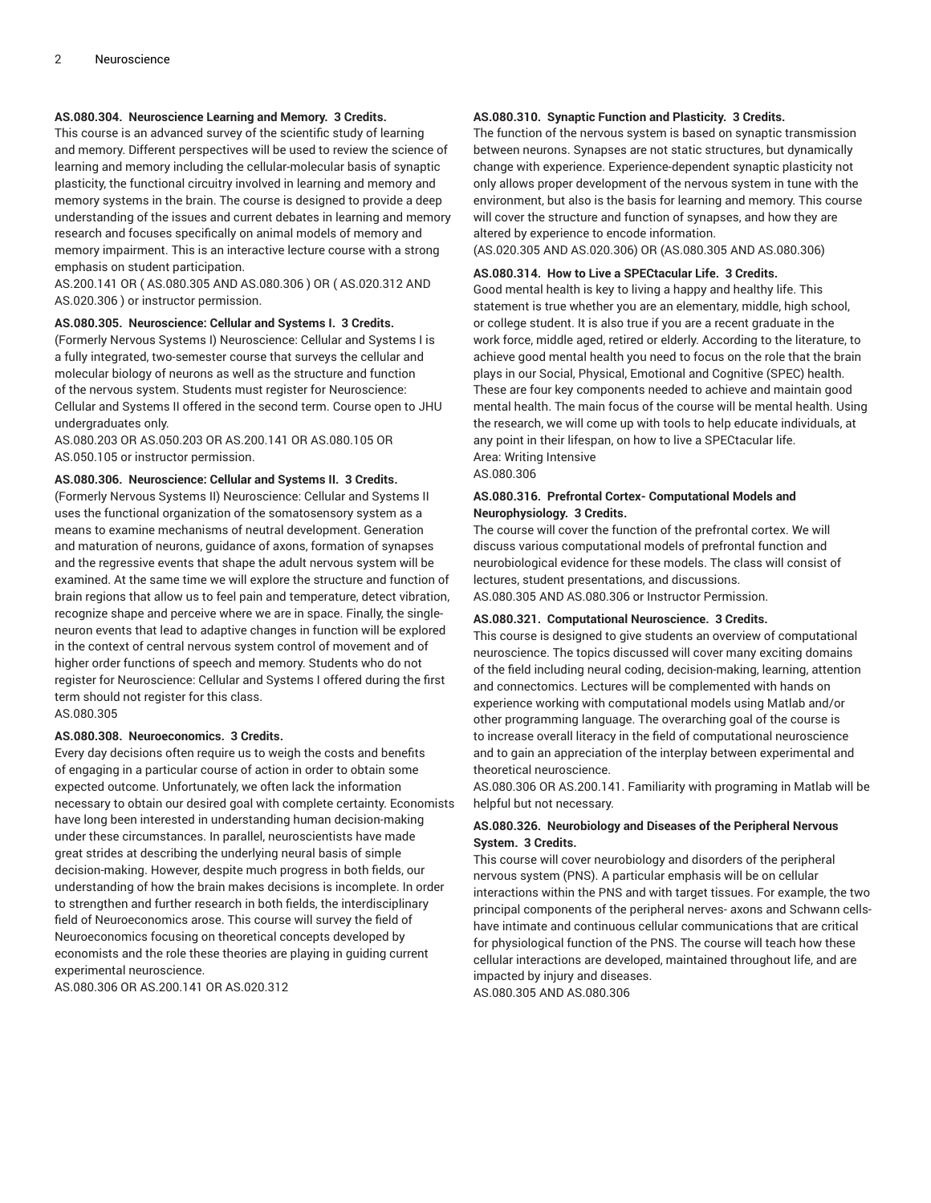**AS.080.304. Neuroscience Learning and Memory. 3 Credits.**

This course is an advanced survey of the scientific study of learning and memory. Different perspectives will be used to review the science of learning and memory including the cellular-molecular basis of synaptic plasticity, the functional circuitry involved in learning and memory and memory systems in the brain. The course is designed to provide a deep understanding of the issues and current debates in learning and memory research and focuses specifically on animal models of memory and memory impairment. This is an interactive lecture course with a strong emphasis on student participation.

AS.200.141 OR ( AS.080.305 AND AS.080.306 ) OR ( AS.020.312 AND AS.020.306 ) or instructor permission.

**AS.080.305. Neuroscience: Cellular and Systems I. 3 Credits.**

(Formerly Nervous Systems I) Neuroscience: Cellular and Systems I is a fully integrated, two-semester course that surveys the cellular and molecular biology of neurons as well as the structure and function of the nervous system. Students must register for Neuroscience: Cellular and Systems II offered in the second term. Course open to JHU undergraduates only.

AS.080.203 OR AS.050.203 OR AS.200.141 OR AS.080.105 OR AS.050.105 or instructor permission.

**AS.080.306. Neuroscience: Cellular and Systems II. 3 Credits.**

(Formerly Nervous Systems II) Neuroscience: Cellular and Systems II uses the functional organization of the somatosensory system as a means to examine mechanisms of neutral development. Generation and maturation of neurons, guidance of axons, formation of synapses and the regressive events that shape the adult nervous system will be examined. At the same time we will explore the structure and function of brain regions that allow us to feel pain and temperature, detect vibration, recognize shape and perceive where we are in space. Finally, the single-neuron events that lead to adaptive changes in function will be explored in the context of central nervous system control of movement and of higher order functions of speech and memory. Students who do not register for Neuroscience: Cellular and Systems I offered during the first term should not register for this class.

AS.080.305

**AS.080.308. Neuroeconomics. 3 Credits.**

Every day decisions often require us to weigh the costs and benefits of engaging in a particular course of action in order to obtain some expected outcome. Unfortunately, we often lack the information necessary to obtain our desired goal with complete certainty. Economists have long been interested in understanding human decision-making under these circumstances. In parallel, neuroscientists have made great strides at describing the underlying neural basis of simple decision-making. However, despite much progress in both fields, our understanding of how the brain makes decisions is incomplete. In order to strengthen and further research in both fields, the interdisciplinary field of Neuroeconomics arose. This course will survey the field of Neuroeconomics focusing on theoretical concepts developed by economists and the role these theories are playing in guiding current experimental neuroscience.

AS.080.306 OR AS.200.141 OR AS.020.312

**AS.080.310. Synaptic Function and Plasticity. 3 Credits.**

The function of the nervous system is based on synaptic transmission between neurons. Synapses are not static structures, but dynamically change with experience. Experience-dependent synaptic plasticity not only allows proper development of the nervous system in tune with the environment, but also is the basis for learning and memory. This course will cover the structure and function of synapses, and how they are altered by experience to encode information.

(AS.020.305 AND AS.020.306) OR (AS.080.305 AND AS.080.306)

**AS.080.314. How to Live a SPECtacular Life. 3 Credits.**

Good mental health is key to living a happy and healthy life. This statement is true whether you are an elementary, middle, high school, or college student. It is also true if you are a recent graduate in the work force, middle aged, retired or elderly. According to the literature, to achieve good mental health you need to focus on the role that the brain plays in our Social, Physical, Emotional and Cognitive (SPEC) health. These are four key components needed to achieve and maintain good mental health. The main focus of the course will be mental health. Using the research, we will come up with tools to help educate individuals, at any point in their lifespan, on how to live a SPECtacular life.

Area: Writing Intensive

AS.080.306

**AS.080.316. Prefrontal Cortex- Computational Models and Neurophysiology. 3 Credits.**

The course will cover the function of the prefrontal cortex. We will discuss various computational models of prefrontal function and neurobiological evidence for these models. The class will consist of lectures, student presentations, and discussions.

AS.080.305 AND AS.080.306 or Instructor Permission.

**AS.080.321. Computational Neuroscience. 3 Credits.**

This course is designed to give students an overview of computational neuroscience. The topics discussed will cover many exciting domains of the field including neural coding, decision-making, learning, attention and connectomics. Lectures will be complemented with hands on experience working with computational models using Matlab and/or other programming language. The overarching goal of the course is to increase overall literacy in the field of computational neuroscience and to gain an appreciation of the interplay between experimental and theoretical neuroscience.

AS.080.306 OR AS.200.141. Familiarity with programing in Matlab will be helpful but not necessary.

**AS.080.326. Neurobiology and Diseases of the Peripheral Nervous System. 3 Credits.**

This course will cover neurobiology and disorders of the peripheral nervous system (PNS). A particular emphasis will be on cellular interactions within the PNS and with target tissues. For example, the two principal components of the peripheral nerves- axons and Schwann cells- have intimate and continuous cellular communications that are critical for physiological function of the PNS. The course will teach how these cellular interactions are developed, maintained throughout life, and are impacted by injury and diseases.

AS.080.305 AND AS.080.306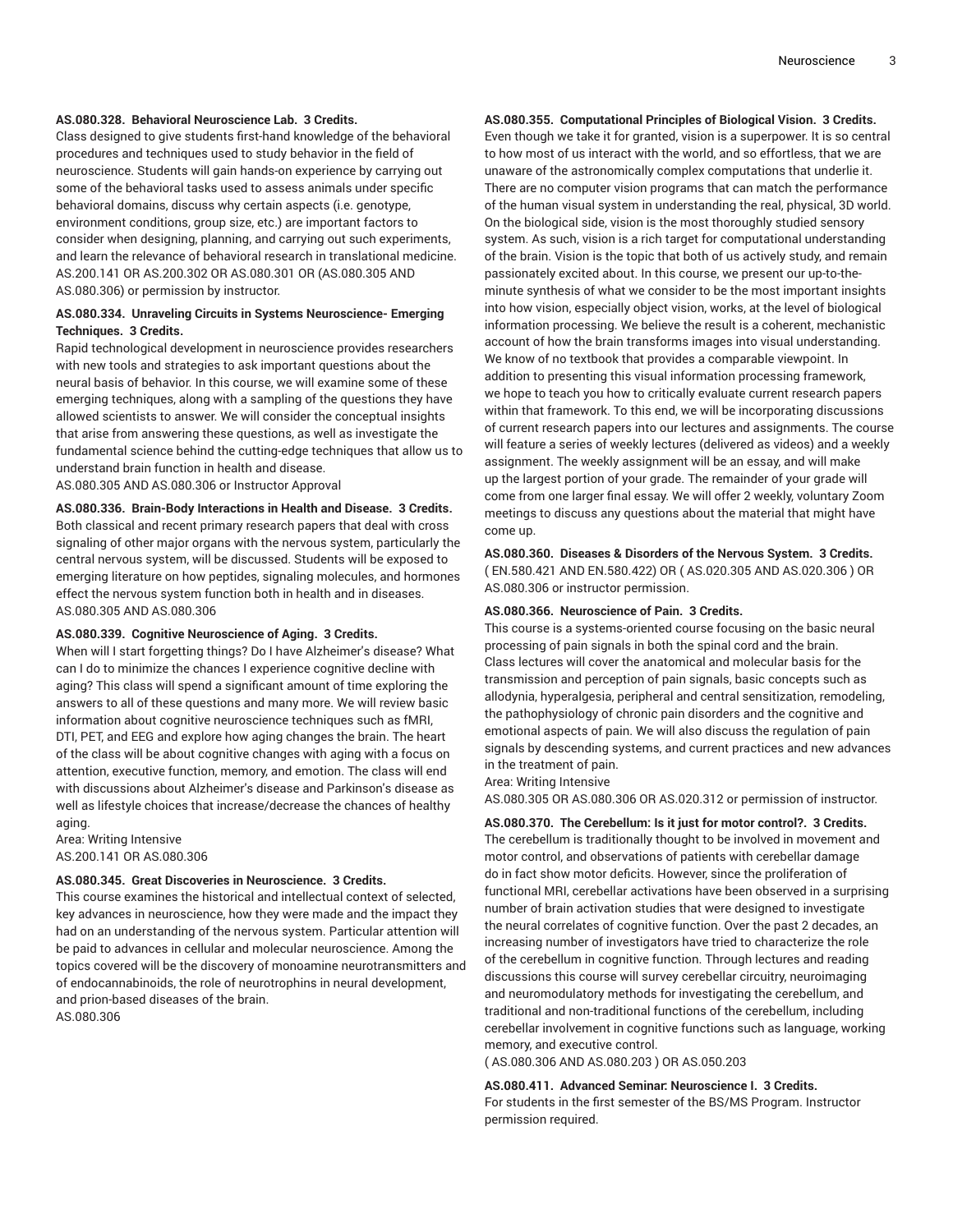**AS.080.328. Behavioral Neuroscience Lab. 3 Credits.**

Class designed to give students first-hand knowledge of the behavioral procedures and techniques used to study behavior in the field of neuroscience. Students will gain hands-on experience by carrying out some of the behavioral tasks used to assess animals under specific behavioral domains, discuss why certain aspects (i.e. genotype, environment conditions, group size, etc.) are important factors to consider when designing, planning, and carrying out such experiments, and learn the relevance of behavioral research in translational medicine.
AS.200.141 OR AS.200.302 OR AS.080.301 OR (AS.080.305 AND AS.080.306) or permission by instructor.

**AS.080.334. Unraveling Circuits in Systems Neuroscience- Emerging Techniques. 3 Credits.**

Rapid technological development in neuroscience provides researchers with new tools and strategies to ask important questions about the neural basis of behavior. In this course, we will examine some of these emerging techniques, along with a sampling of the questions they have allowed scientists to answer. We will consider the conceptual insights that arise from answering these questions, as well as investigate the fundamental science behind the cutting-edge techniques that allow us to understand brain function in health and disease.
AS.080.305 AND AS.080.306 or Instructor Approval

**AS.080.336. Brain-Body Interactions in Health and Disease. 3 Credits.**

Both classical and recent primary research papers that deal with cross signaling of other major organs with the nervous system, particularly the central nervous system, will be discussed. Students will be exposed to emerging literature on how peptides, signaling molecules, and hormones effect the nervous system function both in health and in diseases.
AS.080.305 AND AS.080.306

**AS.080.339. Cognitive Neuroscience of Aging. 3 Credits.**

When will I start forgetting things? Do I have Alzheimer's disease? What can I do to minimize the chances I experience cognitive decline with aging? This class will spend a significant amount of time exploring the answers to all of these questions and many more. We will review basic information about cognitive neuroscience techniques such as fMRI, DTI, PET, and EEG and explore how aging changes the brain. The heart of the class will be about cognitive changes with aging with a focus on attention, executive function, memory, and emotion. The class will end with discussions about Alzheimer's disease and Parkinson's disease as well as lifestyle choices that increase/decrease the chances of healthy aging.
Area: Writing Intensive
AS.200.141 OR AS.080.306

**AS.080.345. Great Discoveries in Neuroscience. 3 Credits.**

This course examines the historical and intellectual context of selected, key advances in neuroscience, how they were made and the impact they had on an understanding of the nervous system. Particular attention will be paid to advances in cellular and molecular neuroscience. Among the topics covered will be the discovery of monoamine neurotransmitters and of endocannabinoids, the role of neurotrophins in neural development, and prion-based diseases of the brain.
AS.080.306

**AS.080.355. Computational Principles of Biological Vision. 3 Credits.**

Even though we take it for granted, vision is a superpower. It is so central to how most of us interact with the world, and so effortless, that we are unaware of the astronomically complex computations that underlie it. There are no computer vision programs that can match the performance of the human visual system in understanding the real, physical, 3D world. On the biological side, vision is the most thoroughly studied sensory system. As such, vision is a rich target for computational understanding of the brain. Vision is the topic that both of us actively study, and remain passionately excited about. In this course, we present our up-to-the-minute synthesis of what we consider to be the most important insights into how vision, especially object vision, works, at the level of biological information processing. We believe the result is a coherent, mechanistic account of how the brain transforms images into visual understanding. We know of no textbook that provides a comparable viewpoint. In addition to presenting this visual information processing framework, we hope to teach you how to critically evaluate current research papers within that framework. To this end, we will be incorporating discussions of current research papers into our lectures and assignments. The course will feature a series of weekly lectures (delivered as videos) and a weekly assignment. The weekly assignment will be an essay, and will make up the largest portion of your grade. The remainder of your grade will come from one larger final essay. We will offer 2 weekly, voluntary Zoom meetings to discuss any questions about the material that might have come up.

**AS.080.360. Diseases & Disorders of the Nervous System. 3 Credits.**

( EN.580.421 AND EN.580.422) OR ( AS.020.305 AND AS.020.306 ) OR AS.080.306 or instructor permission.

**AS.080.366. Neuroscience of Pain. 3 Credits.**

This course is a systems-oriented course focusing on the basic neural processing of pain signals in both the spinal cord and the brain. Class lectures will cover the anatomical and molecular basis for the transmission and perception of pain signals, basic concepts such as allodynia, hyperalgesia, peripheral and central sensitization, remodeling, the pathophysiology of chronic pain disorders and the cognitive and emotional aspects of pain. We will also discuss the regulation of pain signals by descending systems, and current practices and new advances in the treatment of pain.
Area: Writing Intensive
AS.080.305 OR AS.080.306 OR AS.020.312 or permission of instructor.

**AS.080.370. The Cerebellum: Is it just for motor control?. 3 Credits.**

The cerebellum is traditionally thought to be involved in movement and motor control, and observations of patients with cerebellar damage do in fact show motor deficits. However, since the proliferation of functional MRI, cerebellar activations have been observed in a surprising number of brain activation studies that were designed to investigate the neural correlates of cognitive function. Over the past 2 decades, an increasing number of investigators have tried to characterize the role of the cerebellum in cognitive function. Through lectures and reading discussions this course will survey cerebellar circuitry, neuroimaging and neuromodulatory methods for investigating the cerebellum, and traditional and non-traditional functions of the cerebellum, including cerebellar involvement in cognitive functions such as language, working memory, and executive control.
( AS.080.306 AND AS.080.203 ) OR AS.050.203

**AS.080.411. Advanced Seminar: Neuroscience I. 3 Credits.**

For students in the first semester of the BS/MS Program. Instructor permission required.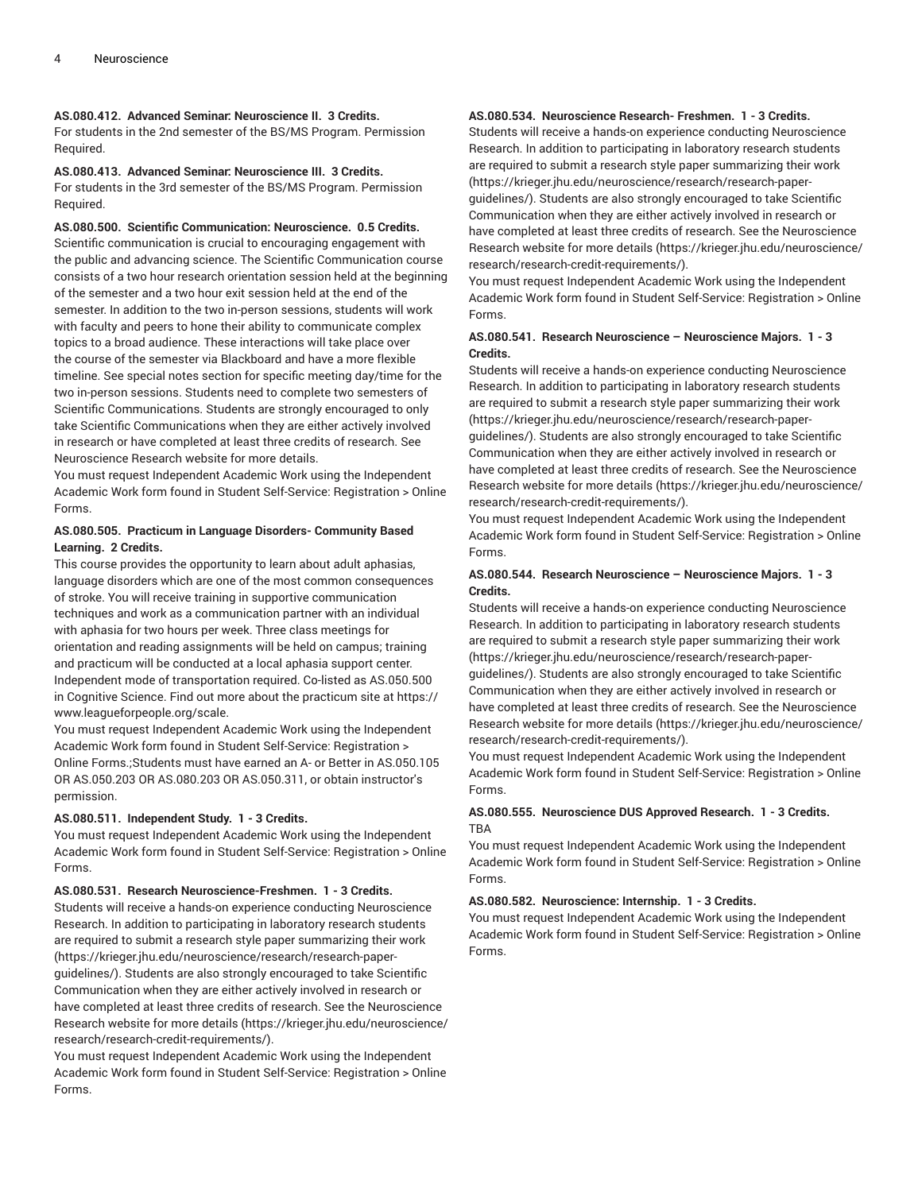**AS.080.412. Advanced Seminar: Neuroscience II. 3 Credits.**
For students in the 2nd semester of the BS/MS Program. Permission Required.

**AS.080.413. Advanced Seminar: Neuroscience III. 3 Credits.**
For students in the 3rd semester of the BS/MS Program. Permission Required.

**AS.080.500. Scientific Communication: Neuroscience. 0.5 Credits.**
Scientific communication is crucial to encouraging engagement with the public and advancing science. The Scientific Communication course consists of a two hour research orientation session held at the beginning of the semester and a two hour exit session held at the end of the semester. In addition to the two in-person sessions, students will work with faculty and peers to hone their ability to communicate complex topics to a broad audience. These interactions will take place over the course of the semester via Blackboard and have a more flexible timeline. See special notes section for specific meeting day/time for the two in-person sessions. Students need to complete two semesters of Scientific Communications. Students are strongly encouraged to only take Scientific Communications when they are either actively involved in research or have completed at least three credits of research. See Neuroscience Research website for more details.
You must request Independent Academic Work using the Independent Academic Work form found in Student Self-Service: Registration > Online Forms.

**AS.080.505. Practicum in Language Disorders- Community Based Learning. 2 Credits.**
This course provides the opportunity to learn about adult aphasias, language disorders which are one of the most common consequences of stroke. You will receive training in supportive communication techniques and work as a communication partner with an individual with aphasia for two hours per week. Three class meetings for orientation and reading assignments will be held on campus; training and practicum will be conducted at a local aphasia support center. Independent mode of transportation required. Co-listed as AS.050.500 in Cognitive Science. Find out more about the practicum site at https://www.leagueforpeople.org/scale.
You must request Independent Academic Work using the Independent Academic Work form found in Student Self-Service: Registration > Online Forms.;Students must have earned an A- or Better in AS.050.105 OR AS.050.203 OR AS.080.203 OR AS.050.311, or obtain instructor's permission.

**AS.080.511. Independent Study. 1 - 3 Credits.**
You must request Independent Academic Work using the Independent Academic Work form found in Student Self-Service: Registration > Online Forms.

**AS.080.531. Research Neuroscience-Freshmen. 1 - 3 Credits.**
Students will receive a hands-on experience conducting Neuroscience Research. In addition to participating in laboratory research students are required to submit a research style paper summarizing their work (https://krieger.jhu.edu/neuroscience/research/research-paper-guidelines/). Students are also strongly encouraged to take Scientific Communication when they are either actively involved in research or have completed at least three credits of research. See the Neuroscience Research website for more details (https://krieger.jhu.edu/neuroscience/research/research-credit-requirements/).
You must request Independent Academic Work using the Independent Academic Work form found in Student Self-Service: Registration > Online Forms.

**AS.080.534. Neuroscience Research- Freshmen. 1 - 3 Credits.**
Students will receive a hands-on experience conducting Neuroscience Research. In addition to participating in laboratory research students are required to submit a research style paper summarizing their work (https://krieger.jhu.edu/neuroscience/research/research-paper-guidelines/). Students are also strongly encouraged to take Scientific Communication when they are either actively involved in research or have completed at least three credits of research. See the Neuroscience Research website for more details (https://krieger.jhu.edu/neuroscience/research/research-credit-requirements/).
You must request Independent Academic Work using the Independent Academic Work form found in Student Self-Service: Registration > Online Forms.

**AS.080.541. Research Neuroscience – Neuroscience Majors. 1 - 3 Credits.**
Students will receive a hands-on experience conducting Neuroscience Research. In addition to participating in laboratory research students are required to submit a research style paper summarizing their work (https://krieger.jhu.edu/neuroscience/research/research-paper-guidelines/). Students are also strongly encouraged to take Scientific Communication when they are either actively involved in research or have completed at least three credits of research. See the Neuroscience Research website for more details (https://krieger.jhu.edu/neuroscience/research/research-credit-requirements/).
You must request Independent Academic Work using the Independent Academic Work form found in Student Self-Service: Registration > Online Forms.

**AS.080.544. Research Neuroscience – Neuroscience Majors. 1 - 3 Credits.**
Students will receive a hands-on experience conducting Neuroscience Research. In addition to participating in laboratory research students are required to submit a research style paper summarizing their work (https://krieger.jhu.edu/neuroscience/research/research-paper-guidelines/). Students are also strongly encouraged to take Scientific Communication when they are either actively involved in research or have completed at least three credits of research. See the Neuroscience Research website for more details (https://krieger.jhu.edu/neuroscience/research/research-credit-requirements/).
You must request Independent Academic Work using the Independent Academic Work form found in Student Self-Service: Registration > Online Forms.

**AS.080.555. Neuroscience DUS Approved Research. 1 - 3 Credits.**
TBA
You must request Independent Academic Work using the Independent Academic Work form found in Student Self-Service: Registration > Online Forms.

**AS.080.582. Neuroscience: Internship. 1 - 3 Credits.**
You must request Independent Academic Work using the Independent Academic Work form found in Student Self-Service: Registration > Online Forms.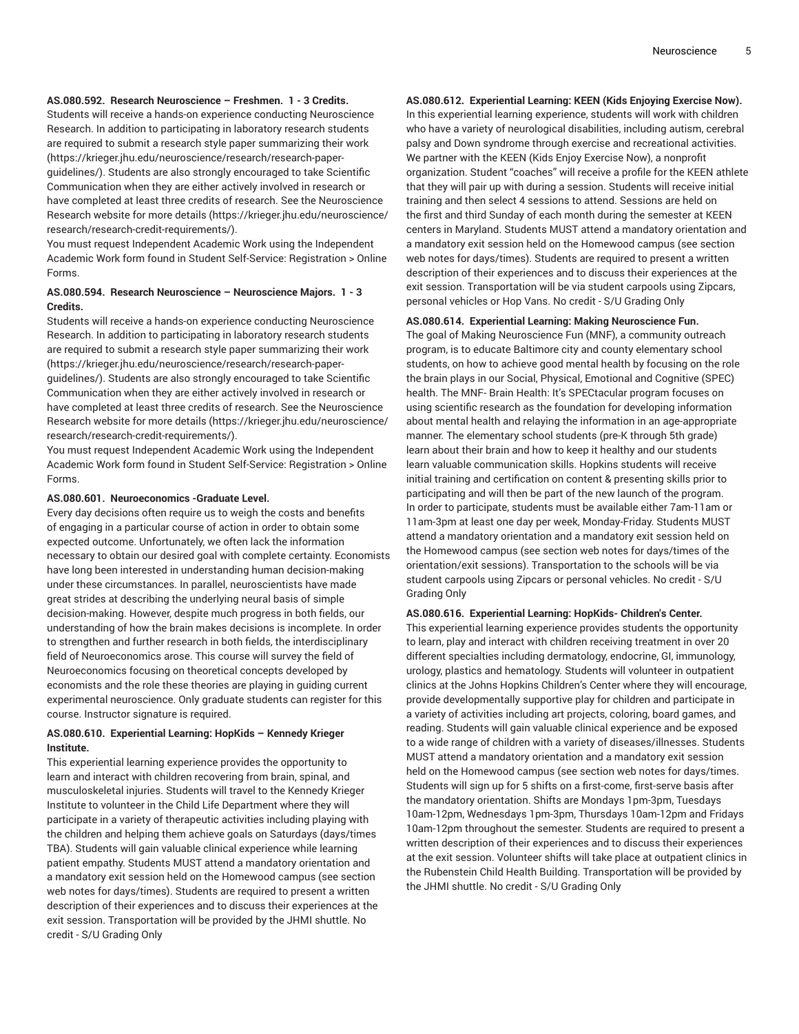**AS.080.592. Research Neuroscience – Freshmen. 1 - 3 Credits.**

Students will receive a hands-on experience conducting Neuroscience Research. In addition to participating in laboratory research students are required to submit a research style paper summarizing their work (https://krieger.jhu.edu/neuroscience/research/research-paper-guidelines/). Students are also strongly encouraged to take Scientific Communication when they are either actively involved in research or have completed at least three credits of research. See the Neuroscience Research website for more details (https://krieger.jhu.edu/neuroscience/research/research-credit-requirements/).

You must request Independent Academic Work using the Independent Academic Work form found in Student Self-Service: Registration > Online Forms.

**AS.080.594. Research Neuroscience – Neuroscience Majors. 1 - 3 Credits.**

Students will receive a hands-on experience conducting Neuroscience Research. In addition to participating in laboratory research students are required to submit a research style paper summarizing their work (https://krieger.jhu.edu/neuroscience/research/research-paper-guidelines/). Students are also strongly encouraged to take Scientific Communication when they are either actively involved in research or have completed at least three credits of research. See the Neuroscience Research website for more details (https://krieger.jhu.edu/neuroscience/research/research-credit-requirements/).

You must request Independent Academic Work using the Independent Academic Work form found in Student Self-Service: Registration > Online Forms.

**AS.080.601. Neuroeconomics -Graduate Level.**

Every day decisions often require us to weigh the costs and benefits of engaging in a particular course of action in order to obtain some expected outcome. Unfortunately, we often lack the information necessary to obtain our desired goal with complete certainty. Economists have long been interested in understanding human decision-making under these circumstances. In parallel, neuroscientists have made great strides at describing the underlying neural basis of simple decision-making. However, despite much progress in both fields, our understanding of how the brain makes decisions is incomplete. In order to strengthen and further research in both fields, the interdisciplinary field of Neuroeconomics arose. This course will survey the field of Neuroeconomics focusing on theoretical concepts developed by economists and the role these theories are playing in guiding current experimental neuroscience. Only graduate students can register for this course. Instructor signature is required.

**AS.080.610. Experiential Learning: HopKids – Kennedy Krieger Institute.**

This experiential learning experience provides the opportunity to learn and interact with children recovering from brain, spinal, and musculoskeletal injuries. Students will travel to the Kennedy Krieger Institute to volunteer in the Child Life Department where they will participate in a variety of therapeutic activities including playing with the children and helping them achieve goals on Saturdays (days/times TBA). Students will gain valuable clinical experience while learning patient empathy. Students MUST attend a mandatory orientation and a mandatory exit session held on the Homewood campus (see section web notes for days/times). Students are required to present a written description of their experiences and to discuss their experiences at the exit session. Transportation will be provided by the JHMI shuttle. No credit - S/U Grading Only

**AS.080.612. Experiential Learning: KEEN (Kids Enjoying Exercise Now).**

In this experiential learning experience, students will work with children who have a variety of neurological disabilities, including autism, cerebral palsy and Down syndrome through exercise and recreational activities. We partner with the KEEN (Kids Enjoy Exercise Now), a nonprofit organization. Student "coaches" will receive a profile for the KEEN athlete that they will pair up with during a session. Students will receive initial training and then select 4 sessions to attend. Sessions are held on the first and third Sunday of each month during the semester at KEEN centers in Maryland. Students MUST attend a mandatory orientation and a mandatory exit session held on the Homewood campus (see section web notes for days/times). Students are required to present a written description of their experiences and to discuss their experiences at the exit session. Transportation will be via student carpools using Zipcars, personal vehicles or Hop Vans. No credit - S/U Grading Only

**AS.080.614. Experiential Learning: Making Neuroscience Fun.**

The goal of Making Neuroscience Fun (MNF), a community outreach program, is to educate Baltimore city and county elementary school students, on how to achieve good mental health by focusing on the role the brain plays in our Social, Physical, Emotional and Cognitive (SPEC) health. The MNF- Brain Health: It's SPECtacular program focuses on using scientific research as the foundation for developing information about mental health and relaying the information in an age-appropriate manner. The elementary school students (pre-K through 5th grade) learn about their brain and how to keep it healthy and our students learn valuable communication skills. Hopkins students will receive initial training and certification on content & presenting skills prior to participating and will then be part of the new launch of the program. In order to participate, students must be available either 7am-11am or 11am-3pm at least one day per week, Monday-Friday. Students MUST attend a mandatory orientation and a mandatory exit session held on the Homewood campus (see section web notes for days/times of the orientation/exit sessions). Transportation to the schools will be via student carpools using Zipcars or personal vehicles. No credit - S/U Grading Only

**AS.080.616. Experiential Learning: HopKids- Children's Center.**

This experiential learning experience provides students the opportunity to learn, play and interact with children receiving treatment in over 20 different specialties including dermatology, endocrine, GI, immunology, urology, plastics and hematology. Students will volunteer in outpatient clinics at the Johns Hopkins Children's Center where they will encourage, provide developmentally supportive play for children and participate in a variety of activities including art projects, coloring, board games, and reading. Students will gain valuable clinical experience and be exposed to a wide range of children with a variety of diseases/illnesses. Students MUST attend a mandatory orientation and a mandatory exit session held on the Homewood campus (see section web notes for days/times. Students will sign up for 5 shifts on a first-come, first-serve basis after the mandatory orientation. Shifts are Mondays 1pm-3pm, Tuesdays 10am-12pm, Wednesdays 1pm-3pm, Thursdays 10am-12pm and Fridays 10am-12pm throughout the semester. Students are required to present a written description of their experiences and to discuss their experiences at the exit session. Volunteer shifts will take place at outpatient clinics in the Rubenstein Child Health Building. Transportation will be provided by the JHMI shuttle. No credit - S/U Grading Only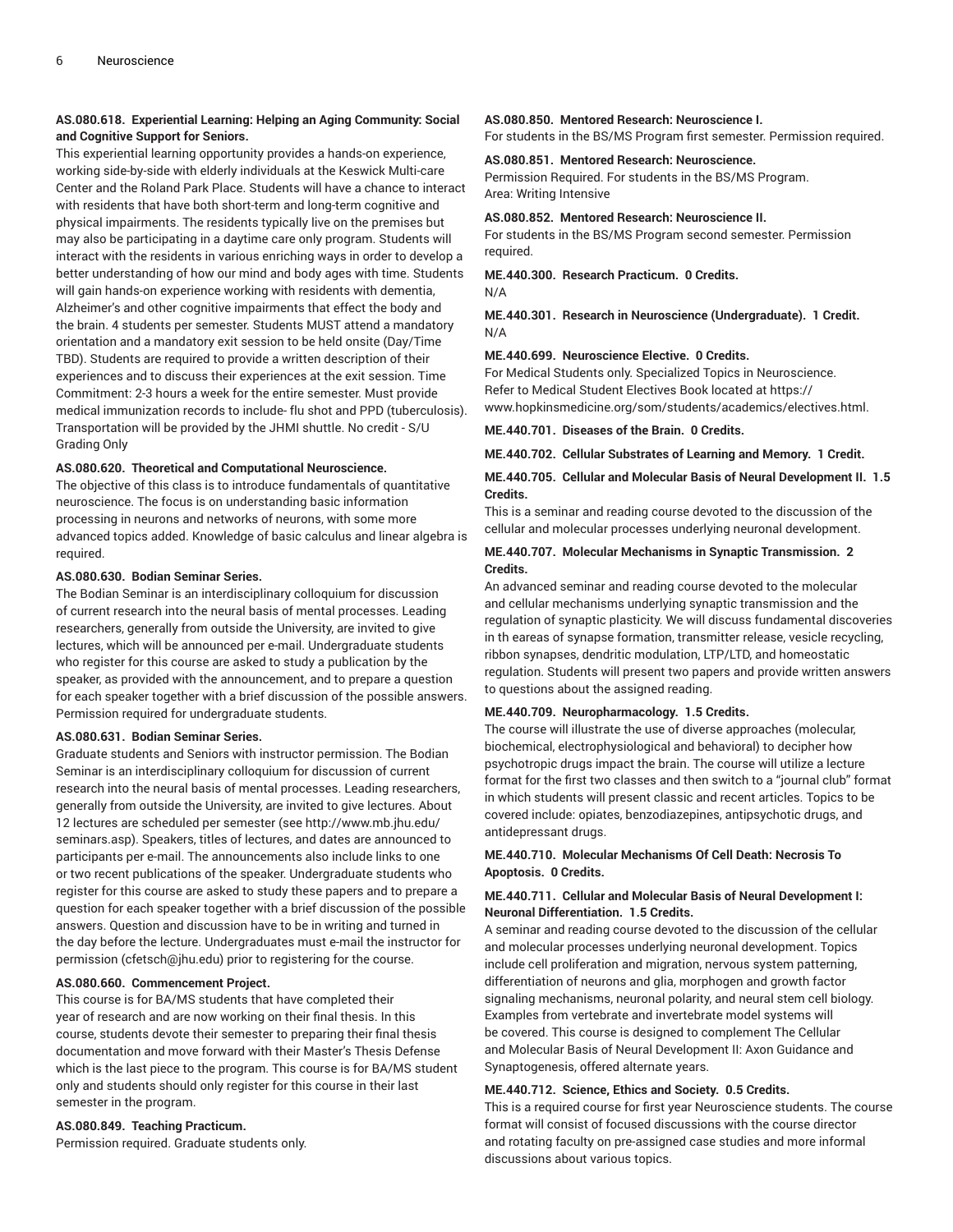**AS.080.618. Experiential Learning: Helping an Aging Community: Social and Cognitive Support for Seniors.**

This experiential learning opportunity provides a hands-on experience, working side-by-side with elderly individuals at the Keswick Multi-care Center and the Roland Park Place. Students will have a chance to interact with residents that have both short-term and long-term cognitive and physical impairments. The residents typically live on the premises but may also be participating in a daytime care only program. Students will interact with the residents in various enriching ways in order to develop a better understanding of how our mind and body ages with time. Students will gain hands-on experience working with residents with dementia, Alzheimer's and other cognitive impairments that effect the body and the brain. 4 students per semester. Students MUST attend a mandatory orientation and a mandatory exit session to be held onsite (Day/Time TBD). Students are required to provide a written description of their experiences and to discuss their experiences at the exit session. Time Commitment: 2-3 hours a week for the entire semester. Must provide medical immunization records to include- flu shot and PPD (tuberculosis). Transportation will be provided by the JHMI shuttle. No credit - S/U Grading Only

**AS.080.620. Theoretical and Computational Neuroscience.**

The objective of this class is to introduce fundamentals of quantitative neuroscience. The focus is on understanding basic information processing in neurons and networks of neurons, with some more advanced topics added. Knowledge of basic calculus and linear algebra is required.

**AS.080.630. Bodian Seminar Series.**

The Bodian Seminar is an interdisciplinary colloquium for discussion of current research into the neural basis of mental processes. Leading researchers, generally from outside the University, are invited to give lectures, which will be announced per e-mail. Undergraduate students who register for this course are asked to study a publication by the speaker, as provided with the announcement, and to prepare a question for each speaker together with a brief discussion of the possible answers. Permission required for undergraduate students.

**AS.080.631. Bodian Seminar Series.**

Graduate students and Seniors with instructor permission. The Bodian Seminar is an interdisciplinary colloquium for discussion of current research into the neural basis of mental processes. Leading researchers, generally from outside the University, are invited to give lectures. About 12 lectures are scheduled per semester (see http://www.mb.jhu.edu/seminars.asp). Speakers, titles of lectures, and dates are announced to participants per e-mail. The announcements also include links to one or two recent publications of the speaker. Undergraduate students who register for this course are asked to study these papers and to prepare a question for each speaker together with a brief discussion of the possible answers. Question and discussion have to be in writing and turned in the day before the lecture. Undergraduates must e-mail the instructor for permission (cfetsch@jhu.edu) prior to registering for the course.

**AS.080.660. Commencement Project.**

This course is for BA/MS students that have completed their year of research and are now working on their final thesis. In this course, students devote their semester to preparing their final thesis documentation and move forward with their Master's Thesis Defense which is the last piece to the program. This course is for BA/MS student only and students should only register for this course in their last semester in the program.

**AS.080.849. Teaching Practicum.**

Permission required. Graduate students only.

**AS.080.850. Mentored Research: Neuroscience I.**

For students in the BS/MS Program first semester. Permission required.

**AS.080.851. Mentored Research: Neuroscience.**

Permission Required. For students in the BS/MS Program.
Area: Writing Intensive

**AS.080.852. Mentored Research: Neuroscience II.**

For students in the BS/MS Program second semester. Permission required.

**ME.440.300. Research Practicum. 0 Credits.**

N/A

**ME.440.301. Research in Neuroscience (Undergraduate). 1 Credit.**

N/A

**ME.440.699. Neuroscience Elective. 0 Credits.**

For Medical Students only. Specialized Topics in Neuroscience. Refer to Medical Student Electives Book located at https://www.hopkinsmedicine.org/som/students/academics/electives.html.

**ME.440.701. Diseases of the Brain. 0 Credits.**

**ME.440.702. Cellular Substrates of Learning and Memory. 1 Credit.**

**ME.440.705. Cellular and Molecular Basis of Neural Development II. 1.5 Credits.**

This is a seminar and reading course devoted to the discussion of the cellular and molecular processes underlying neuronal development.

**ME.440.707. Molecular Mechanisms in Synaptic Transmission. 2 Credits.**

An advanced seminar and reading course devoted to the molecular and cellular mechanisms underlying synaptic transmission and the regulation of synaptic plasticity. We will discuss fundamental discoveries in th eareas of synapse formation, transmitter release, vesicle recycling, ribbon synapses, dendritic modulation, LTP/LTD, and homeostatic regulation. Students will present two papers and provide written answers to questions about the assigned reading.

**ME.440.709. Neuropharmacology. 1.5 Credits.**

The course will illustrate the use of diverse approaches (molecular, biochemical, electrophysiological and behavioral) to decipher how psychotropic drugs impact the brain. The course will utilize a lecture format for the first two classes and then switch to a "journal club" format in which students will present classic and recent articles. Topics to be covered include: opiates, benzodiazepines, antipsychotic drugs, and antidepressant drugs.

**ME.440.710. Molecular Mechanisms Of Cell Death: Necrosis To Apoptosis. 0 Credits.**

**ME.440.711. Cellular and Molecular Basis of Neural Development I: Neuronal Differentiation. 1.5 Credits.**

A seminar and reading course devoted to the discussion of the cellular and molecular processes underlying neuronal development. Topics include cell proliferation and migration, nervous system patterning, differentiation of neurons and glia, morphogen and growth factor signaling mechanisms, neuronal polarity, and neural stem cell biology. Examples from vertebrate and invertebrate model systems will be covered. This course is designed to complement The Cellular and Molecular Basis of Neural Development II: Axon Guidance and Synaptogenesis, offered alternate years.

**ME.440.712. Science, Ethics and Society. 0.5 Credits.**

This is a required course for first year Neuroscience students. The course format will consist of focused discussions with the course director and rotating faculty on pre-assigned case studies and more informal discussions about various topics.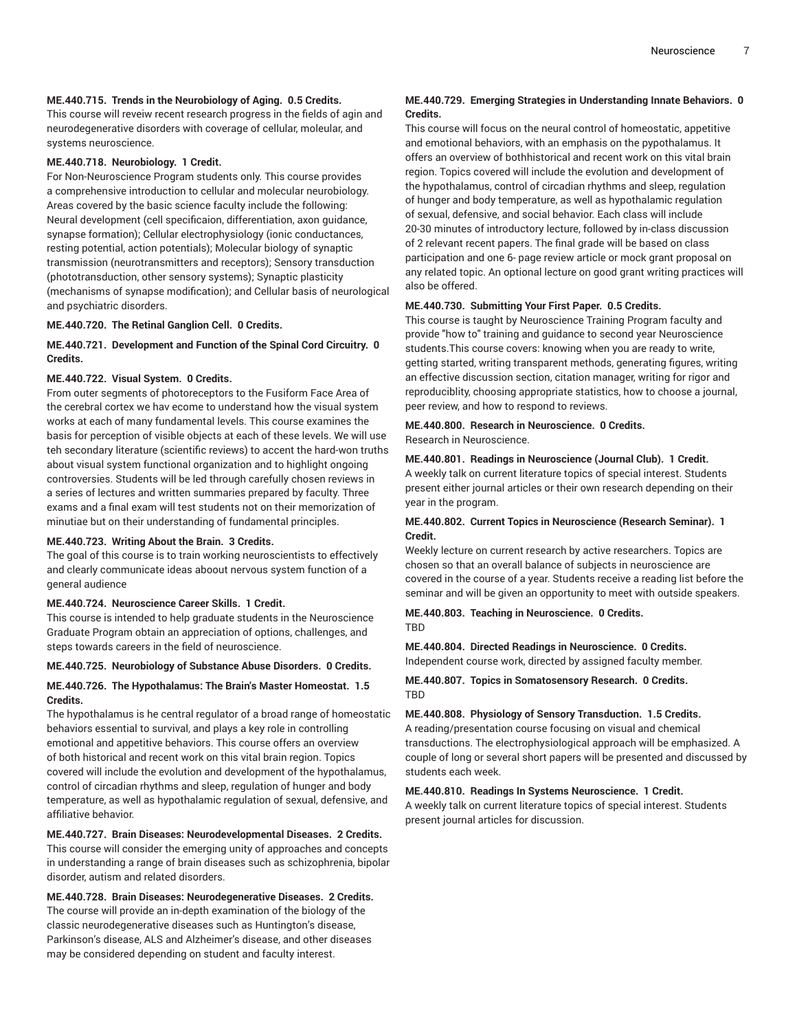**ME.440.715. Trends in the Neurobiology of Aging. 0.5 Credits.**
This course will reveiw recent research progress in the fields of agin and neurodegenerative disorders with coverage of cellular, moleular, and systems neuroscience.

**ME.440.718. Neurobiology. 1 Credit.**
For Non-Neuroscience Program students only. This course provides a comprehensive introduction to cellular and molecular neurobiology. Areas covered by the basic science faculty include the following: Neural development (cell specificaion, differentiation, axon guidance, synapse formation); Cellular electrophysiology (ionic conductances, resting potential, action potentials); Molecular biology of synaptic transmission (neurotransmitters and receptors); Sensory transduction (phototransduction, other sensory systems); Synaptic plasticity (mechanisms of synapse modification); and Cellular basis of neurological and psychiatric disorders.

**ME.440.720. The Retinal Ganglion Cell. 0 Credits.**

**ME.440.721. Development and Function of the Spinal Cord Circuitry. 0 Credits.**

**ME.440.722. Visual System. 0 Credits.**
From outer segments of photoreceptors to the Fusiform Face Area of the cerebral cortex we hav ecome to understand how the visual system works at each of many fundamental levels. This course examines the basis for perception of visible objects at each of these levels. We will use teh secondary literature (scientific reviews) to accent the hard-won truths about visual system functional organization and to highlight ongoing controversies. Students will be led through carefully chosen reviews in a series of lectures and written summaries prepared by faculty. Three exams and a final exam will test students not on their memorization of minutiae but on their understanding of fundamental principles.

**ME.440.723. Writing About the Brain. 3 Credits.**
The goal of this course is to train working neuroscientists to effectively and clearly communicate ideas aboout nervous system function of a general audience

**ME.440.724. Neuroscience Career Skills. 1 Credit.**
This course is intended to help graduate students in the Neuroscience Graduate Program obtain an appreciation of options, challenges, and steps towards careers in the field of neuroscience.

**ME.440.725. Neurobiology of Substance Abuse Disorders. 0 Credits.**

**ME.440.726. The Hypothalamus: The Brain's Master Homeostat. 1.5 Credits.**
The hypothalamus is he central regulator of a broad range of homeostatic behaviors essential to survival, and plays a key role in controlling emotional and appetitive behaviors. This course offers an overview of both historical and recent work on this vital brain region. Topics covered will include the evolution and development of the hypothalamus, control of circadian rhythms and sleep, regulation of hunger and body temperature, as well as hypothalamic regulation of sexual, defensive, and affiliative behavior.

**ME.440.727. Brain Diseases: Neurodevelopmental Diseases. 2 Credits.**
This course will consider the emerging unity of approaches and concepts in understanding a range of brain diseases such as schizophrenia, bipolar disorder, autism and related disorders.

**ME.440.728. Brain Diseases: Neurodegenerative Diseases. 2 Credits.**
The course will provide an in-depth examination of the biology of the classic neurodegenerative diseases such as Huntington's disease, Parkinson's disease, ALS and Alzheimer's disease, and other diseases may be considered depending on student and faculty interest.

**ME.440.729. Emerging Strategies in Understanding Innate Behaviors. 0 Credits.**
This course will focus on the neural control of homeostatic, appetitive and emotional behaviors, with an emphasis on the pypothalamus. It offers an overview of bothhistorical and recent work on this vital brain region. Topics covered will include the evolution and development of the hypothalamus, control of circadian rhythms and sleep, regulation of hunger and body temperature, as well as hypothalamic regulation of sexual, defensive, and social behavior. Each class will include 20-30 minutes of introductory lecture, followed by in-class discussion of 2 relevant recent papers. The final grade will be based on class participation and one 6- page review article or mock grant proposal on any related topic. An optional lecture on good grant writing practices will also be offered.

**ME.440.730. Submitting Your First Paper. 0.5 Credits.**
This course is taught by Neuroscience Training Program faculty and provide "how to" training and guidance to second year Neuroscience students.This course covers: knowing when you are ready to write, getting started, writing transparent methods, generating figures, writing an effective discussion section, citation manager, writing for rigor and reproduciblity, choosing appropriate statistics, how to choose a journal, peer review, and how to respond to reviews.

**ME.440.800. Research in Neuroscience. 0 Credits.**
Research in Neuroscience.

**ME.440.801. Readings in Neuroscience (Journal Club). 1 Credit.**
A weekly talk on current literature topics of special interest. Students present either journal articles or their own research depending on their year in the program.

**ME.440.802. Current Topics in Neuroscience (Research Seminar). 1 Credit.**
Weekly lecture on current research by active researchers. Topics are chosen so that an overall balance of subjects in neuroscience are covered in the course of a year. Students receive a reading list before the seminar and will be given an opportunity to meet with outside speakers.

**ME.440.803. Teaching in Neuroscience. 0 Credits.**
TBD

**ME.440.804. Directed Readings in Neuroscience. 0 Credits.**
Independent course work, directed by assigned faculty member.

**ME.440.807. Topics in Somatosensory Research. 0 Credits.**
TBD

**ME.440.808. Physiology of Sensory Transduction. 1.5 Credits.**
A reading/presentation course focusing on visual and chemical transductions. The electrophysiological approach will be emphasized. A couple of long or several short papers will be presented and discussed by students each week.

**ME.440.810. Readings In Systems Neuroscience. 1 Credit.**
A weekly talk on current literature topics of special interest. Students present journal articles for discussion.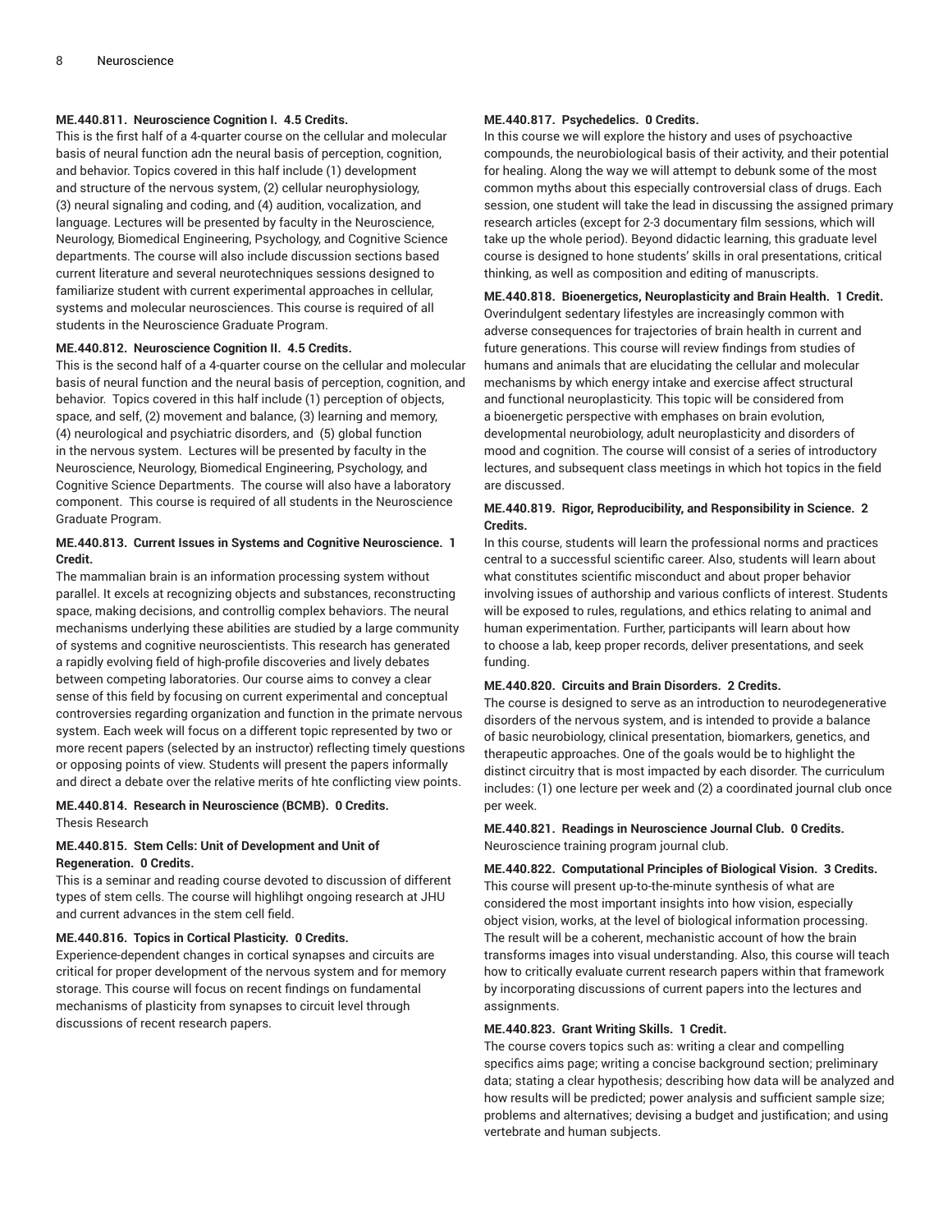**ME.440.811. Neuroscience Cognition I. 4.5 Credits.**

This is the first half of a 4-quarter course on the cellular and molecular basis of neural function adn the neural basis of perception, cognition, and behavior. Topics covered in this half include (1) development and structure of the nervous system, (2) cellular neurophysiology, (3) neural signaling and coding, and (4) audition, vocalization, and language. Lectures will be presented by faculty in the Neuroscience, Neurology, Biomedical Engineering, Psychology, and Cognitive Science departments. The course will also include discussion sections based current literature and several neurotechniques sessions designed to familiarize student with current experimental approaches in cellular, systems and molecular neurosciences. This course is required of all students in the Neuroscience Graduate Program.

**ME.440.812. Neuroscience Cognition II. 4.5 Credits.**

This is the second half of a 4-quarter course on the cellular and molecular basis of neural function and the neural basis of perception, cognition, and behavior. Topics covered in this half include (1) perception of objects, space, and self, (2) movement and balance, (3) learning and memory, (4) neurological and psychiatric disorders, and (5) global function in the nervous system. Lectures will be presented by faculty in the Neuroscience, Neurology, Biomedical Engineering, Psychology, and Cognitive Science Departments. The course will also have a laboratory component. This course is required of all students in the Neuroscience Graduate Program.

**ME.440.813. Current Issues in Systems and Cognitive Neuroscience. 1 Credit.**

The mammalian brain is an information processing system without parallel. It excels at recognizing objects and substances, reconstructing space, making decisions, and controllig complex behaviors. The neural mechanisms underlying these abilities are studied by a large community of systems and cognitive neuroscientists. This research has generated a rapidly evolving field of high-profile discoveries and lively debates between competing laboratories. Our course aims to convey a clear sense of this field by focusing on current experimental and conceptual controversies regarding organization and function in the primate nervous system. Each week will focus on a different topic represented by two or more recent papers (selected by an instructor) reflecting timely questions or opposing points of view. Students will present the papers informally and direct a debate over the relative merits of hte conflicting view points.

**ME.440.814. Research in Neuroscience (BCMB). 0 Credits.**

Thesis Research

**ME.440.815. Stem Cells: Unit of Development and Unit of Regeneration. 0 Credits.**

This is a seminar and reading course devoted to discussion of different types of stem cells. The course will highlihgt ongoing research at JHU and current advances in the stem cell field.

**ME.440.816. Topics in Cortical Plasticity. 0 Credits.**

Experience-dependent changes in cortical synapses and circuits are critical for proper development of the nervous system and for memory storage. This course will focus on recent findings on fundamental mechanisms of plasticity from synapses to circuit level through discussions of recent research papers.

**ME.440.817. Psychedelics. 0 Credits.**

In this course we will explore the history and uses of psychoactive compounds, the neurobiological basis of their activity, and their potential for healing. Along the way we will attempt to debunk some of the most common myths about this especially controversial class of drugs. Each session, one student will take the lead in discussing the assigned primary research articles (except for 2-3 documentary film sessions, which will take up the whole period). Beyond didactic learning, this graduate level course is designed to hone students' skills in oral presentations, critical thinking, as well as composition and editing of manuscripts.

**ME.440.818. Bioenergetics, Neuroplasticity and Brain Health. 1 Credit.**

Overindulgent sedentary lifestyles are increasingly common with adverse consequences for trajectories of brain health in current and future generations. This course will review findings from studies of humans and animals that are elucidating the cellular and molecular mechanisms by which energy intake and exercise affect structural and functional neuroplasticity. This topic will be considered from a bioenergetic perspective with emphases on brain evolution, developmental neurobiology, adult neuroplasticity and disorders of mood and cognition. The course will consist of a series of introductory lectures, and subsequent class meetings in which hot topics in the field are discussed.

**ME.440.819. Rigor, Reproducibility, and Responsibility in Science. 2 Credits.**

In this course, students will learn the professional norms and practices central to a successful scientific career. Also, students will learn about what constitutes scientific misconduct and about proper behavior involving issues of authorship and various conflicts of interest. Students will be exposed to rules, regulations, and ethics relating to animal and human experimentation. Further, participants will learn about how to choose a lab, keep proper records, deliver presentations, and seek funding.

**ME.440.820. Circuits and Brain Disorders. 2 Credits.**

The course is designed to serve as an introduction to neurodegenerative disorders of the nervous system, and is intended to provide a balance of basic neurobiology, clinical presentation, biomarkers, genetics, and therapeutic approaches. One of the goals would be to highlight the distinct circuitry that is most impacted by each disorder. The curriculum includes: (1) one lecture per week and (2) a coordinated journal club once per week.

**ME.440.821. Readings in Neuroscience Journal Club. 0 Credits.**

Neuroscience training program journal club.

**ME.440.822. Computational Principles of Biological Vision. 3 Credits.**

This course will present up-to-the-minute synthesis of what are considered the most important insights into how vision, especially object vision, works, at the level of biological information processing. The result will be a coherent, mechanistic account of how the brain transforms images into visual understanding. Also, this course will teach how to critically evaluate current research papers within that framework by incorporating discussions of current papers into the lectures and assignments.

**ME.440.823. Grant Writing Skills. 1 Credit.**

The course covers topics such as: writing a clear and compelling specifics aims page; writing a concise background section; preliminary data; stating a clear hypothesis; describing how data will be analyzed and how results will be predicted; power analysis and sufficient sample size; problems and alternatives; devising a budget and justification; and using vertebrate and human subjects.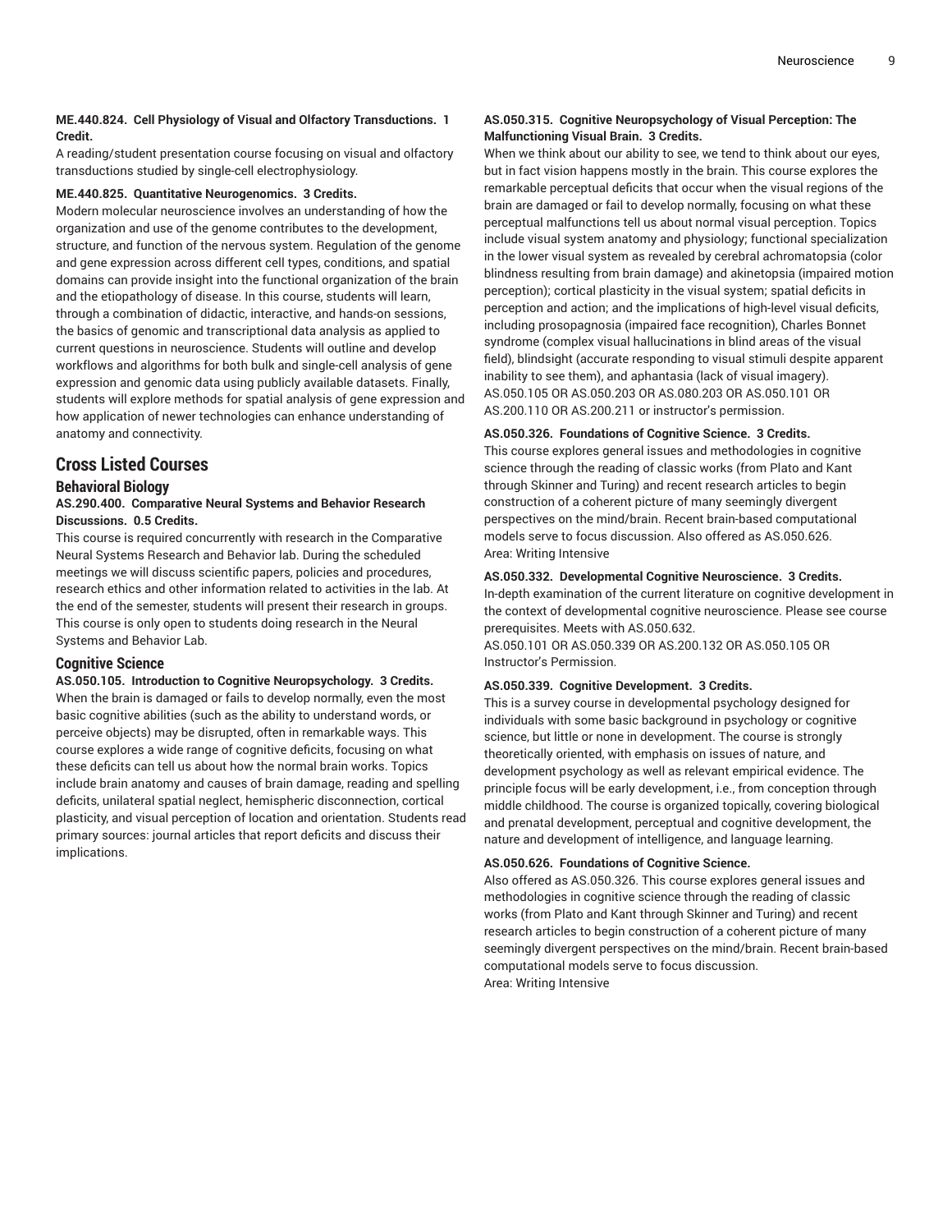**ME.440.824. Cell Physiology of Visual and Olfactory Transductions. 1 Credit.**

A reading/student presentation course focusing on visual and olfactory transductions studied by single-cell electrophysiology.

**ME.440.825. Quantitative Neurogenomics. 3 Credits.**

Modern molecular neuroscience involves an understanding of how the organization and use of the genome contributes to the development, structure, and function of the nervous system. Regulation of the genome and gene expression across different cell types, conditions, and spatial domains can provide insight into the functional organization of the brain and the etiopathology of disease. In this course, students will learn, through a combination of didactic, interactive, and hands-on sessions, the basics of genomic and transcriptional data analysis as applied to current questions in neuroscience. Students will outline and develop workflows and algorithms for both bulk and single-cell analysis of gene expression and genomic data using publicly available datasets. Finally, students will explore methods for spatial analysis of gene expression and how application of newer technologies can enhance understanding of anatomy and connectivity.

## Cross Listed Courses

### Behavioral Biology

**AS.290.400. Comparative Neural Systems and Behavior Research Discussions. 0.5 Credits.**

This course is required concurrently with research in the Comparative Neural Systems Research and Behavior lab. During the scheduled meetings we will discuss scientific papers, policies and procedures, research ethics and other information related to activities in the lab. At the end of the semester, students will present their research in groups. This course is only open to students doing research in the Neural Systems and Behavior Lab.

### Cognitive Science

**AS.050.105. Introduction to Cognitive Neuropsychology. 3 Credits.**

When the brain is damaged or fails to develop normally, even the most basic cognitive abilities (such as the ability to understand words, or perceive objects) may be disrupted, often in remarkable ways. This course explores a wide range of cognitive deficits, focusing on what these deficits can tell us about how the normal brain works. Topics include brain anatomy and causes of brain damage, reading and spelling deficits, unilateral spatial neglect, hemispheric disconnection, cortical plasticity, and visual perception of location and orientation. Students read primary sources: journal articles that report deficits and discuss their implications.

**AS.050.315. Cognitive Neuropsychology of Visual Perception: The Malfunctioning Visual Brain. 3 Credits.**

When we think about our ability to see, we tend to think about our eyes, but in fact vision happens mostly in the brain. This course explores the remarkable perceptual deficits that occur when the visual regions of the brain are damaged or fail to develop normally, focusing on what these perceptual malfunctions tell us about normal visual perception. Topics include visual system anatomy and physiology; functional specialization in the lower visual system as revealed by cerebral achromatopsia (color blindness resulting from brain damage) and akinetopsia (impaired motion perception); cortical plasticity in the visual system; spatial deficits in perception and action; and the implications of high-level visual deficits, including prosopagnosia (impaired face recognition), Charles Bonnet syndrome (complex visual hallucinations in blind areas of the visual field), blindsight (accurate responding to visual stimuli despite apparent inability to see them), and aphantasia (lack of visual imagery).
AS.050.105 OR AS.050.203 OR AS.080.203 OR AS.050.101 OR AS.200.110 OR AS.200.211 or instructor's permission.

**AS.050.326. Foundations of Cognitive Science. 3 Credits.**

This course explores general issues and methodologies in cognitive science through the reading of classic works (from Plato and Kant through Skinner and Turing) and recent research articles to begin construction of a coherent picture of many seemingly divergent perspectives on the mind/brain. Recent brain-based computational models serve to focus discussion. Also offered as AS.050.626.
Area: Writing Intensive

**AS.050.332. Developmental Cognitive Neuroscience. 3 Credits.**

In-depth examination of the current literature on cognitive development in the context of developmental cognitive neuroscience. Please see course prerequisites. Meets with AS.050.632.
AS.050.101 OR AS.050.339 OR AS.200.132 OR AS.050.105 OR Instructor's Permission.

**AS.050.339. Cognitive Development. 3 Credits.**

This is a survey course in developmental psychology designed for individuals with some basic background in psychology or cognitive science, but little or none in development. The course is strongly theoretically oriented, with emphasis on issues of nature, and development psychology as well as relevant empirical evidence. The principle focus will be early development, i.e., from conception through middle childhood. The course is organized topically, covering biological and prenatal development, perceptual and cognitive development, the nature and development of intelligence, and language learning.

**AS.050.626. Foundations of Cognitive Science.**

Also offered as AS.050.326. This course explores general issues and methodologies in cognitive science through the reading of classic works (from Plato and Kant through Skinner and Turing) and recent research articles to begin construction of a coherent picture of many seemingly divergent perspectives on the mind/brain. Recent brain-based computational models serve to focus discussion.
Area: Writing Intensive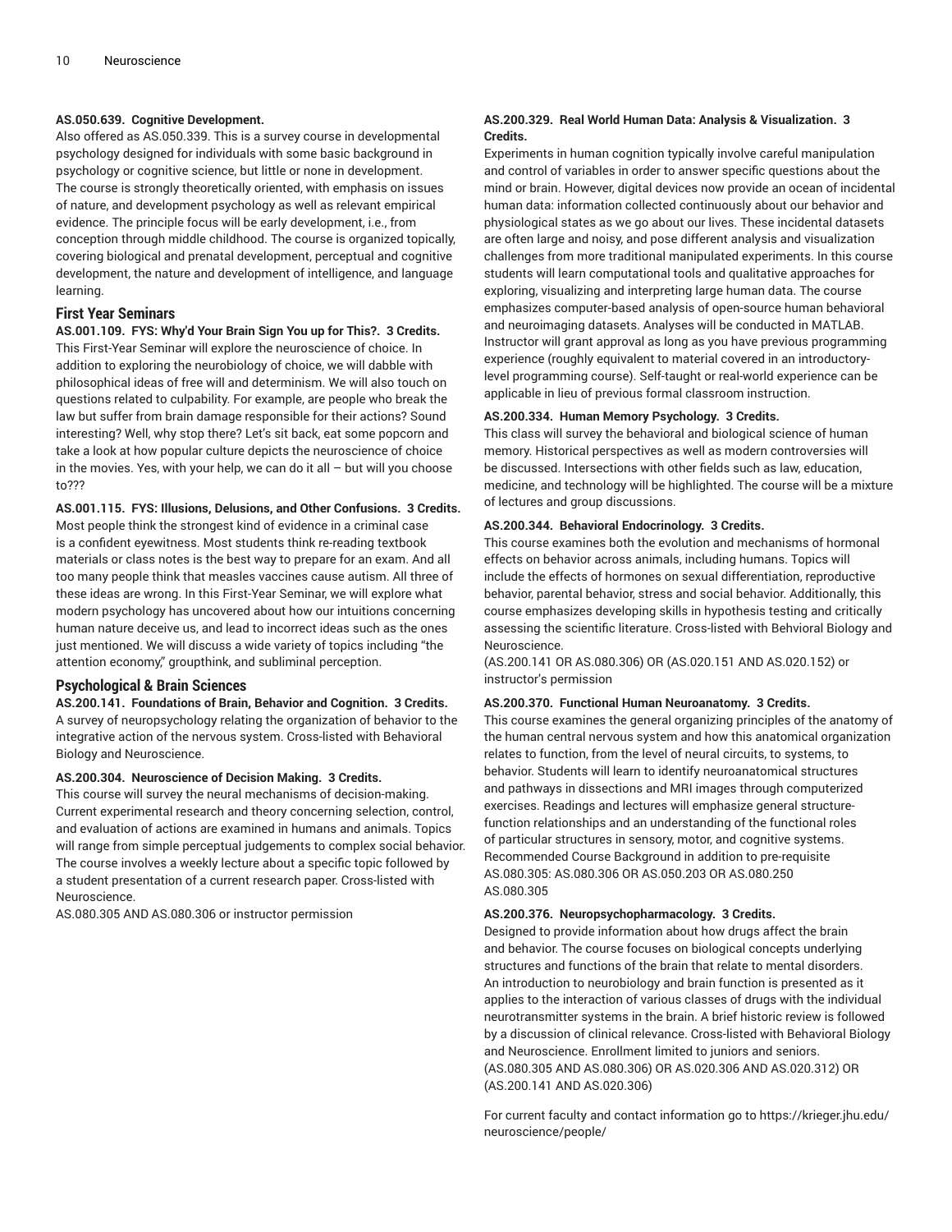**AS.050.639. Cognitive Development.**

Also offered as AS.050.339. This is a survey course in developmental psychology designed for individuals with some basic background in psychology or cognitive science, but little or none in development. The course is strongly theoretically oriented, with emphasis on issues of nature, and development psychology as well as relevant empirical evidence. The principle focus will be early development, i.e., from conception through middle childhood. The course is organized topically, covering biological and prenatal development, perceptual and cognitive development, the nature and development of intelligence, and language learning.

## First Year Seminars

**AS.001.109. FYS: Why'd Your Brain Sign You up for This?. 3 Credits.**

This First-Year Seminar will explore the neuroscience of choice. In addition to exploring the neurobiology of choice, we will dabble with philosophical ideas of free will and determinism. We will also touch on questions related to culpability. For example, are people who break the law but suffer from brain damage responsible for their actions? Sound interesting? Well, why stop there? Let's sit back, eat some popcorn and take a look at how popular culture depicts the neuroscience of choice in the movies. Yes, with your help, we can do it all – but will you choose to???

**AS.001.115. FYS: Illusions, Delusions, and Other Confusions. 3 Credits.**

Most people think the strongest kind of evidence in a criminal case is a confident eyewitness. Most students think re-reading textbook materials or class notes is the best way to prepare for an exam. And all too many people think that measles vaccines cause autism. All three of these ideas are wrong. In this First-Year Seminar, we will explore what modern psychology has uncovered about how our intuitions concerning human nature deceive us, and lead to incorrect ideas such as the ones just mentioned. We will discuss a wide variety of topics including "the attention economy," groupthink, and subliminal perception.

## Psychological & Brain Sciences

**AS.200.141. Foundations of Brain, Behavior and Cognition. 3 Credits.**

A survey of neuropsychology relating the organization of behavior to the integrative action of the nervous system. Cross-listed with Behavioral Biology and Neuroscience.

**AS.200.304. Neuroscience of Decision Making. 3 Credits.**

This course will survey the neural mechanisms of decision-making. Current experimental research and theory concerning selection, control, and evaluation of actions are examined in humans and animals. Topics will range from simple perceptual judgements to complex social behavior. The course involves a weekly lecture about a specific topic followed by a student presentation of a current research paper. Cross-listed with Neuroscience.

AS.080.305 AND AS.080.306 or instructor permission

**AS.200.329. Real World Human Data: Analysis & Visualization. 3 Credits.**

Experiments in human cognition typically involve careful manipulation and control of variables in order to answer specific questions about the mind or brain. However, digital devices now provide an ocean of incidental human data: information collected continuously about our behavior and physiological states as we go about our lives. These incidental datasets are often large and noisy, and pose different analysis and visualization challenges from more traditional manipulated experiments. In this course students will learn computational tools and qualitative approaches for exploring, visualizing and interpreting large human data. The course emphasizes computer-based analysis of open-source human behavioral and neuroimaging datasets. Analyses will be conducted in MATLAB. Instructor will grant approval as long as you have previous programming experience (roughly equivalent to material covered in an introductory-level programming course). Self-taught or real-world experience can be applicable in lieu of previous formal classroom instruction.

**AS.200.334. Human Memory Psychology. 3 Credits.**

This class will survey the behavioral and biological science of human memory. Historical perspectives as well as modern controversies will be discussed. Intersections with other fields such as law, education, medicine, and technology will be highlighted. The course will be a mixture of lectures and group discussions.

**AS.200.344. Behavioral Endocrinology. 3 Credits.**

This course examines both the evolution and mechanisms of hormonal effects on behavior across animals, including humans. Topics will include the effects of hormones on sexual differentiation, reproductive behavior, parental behavior, stress and social behavior. Additionally, this course emphasizes developing skills in hypothesis testing and critically assessing the scientific literature. Cross-listed with Behvioral Biology and Neuroscience.

(AS.200.141 OR AS.080.306) OR (AS.020.151 AND AS.020.152) or instructor's permission

**AS.200.370. Functional Human Neuroanatomy. 3 Credits.**

This course examines the general organizing principles of the anatomy of the human central nervous system and how this anatomical organization relates to function, from the level of neural circuits, to systems, to behavior. Students will learn to identify neuroanatomical structures and pathways in dissections and MRI images through computerized exercises. Readings and lectures will emphasize general structure-function relationships and an understanding of the functional roles of particular structures in sensory, motor, and cognitive systems. Recommended Course Background in addition to pre-requisite AS.080.305: AS.080.306 OR AS.050.203 OR AS.080.250

AS.080.305

**AS.200.376. Neuropsychopharmacology. 3 Credits.**

Designed to provide information about how drugs affect the brain and behavior. The course focuses on biological concepts underlying structures and functions of the brain that relate to mental disorders. An introduction to neurobiology and brain function is presented as it applies to the interaction of various classes of drugs with the individual neurotransmitter systems in the brain. A brief historic review is followed by a discussion of clinical relevance. Cross-listed with Behavioral Biology and Neuroscience. Enrollment limited to juniors and seniors.

(AS.080.305 AND AS.080.306) OR AS.020.306 AND AS.020.312) OR (AS.200.141 AND AS.020.306)

For current faculty and contact information go to https://krieger.jhu.edu/neuroscience/people/